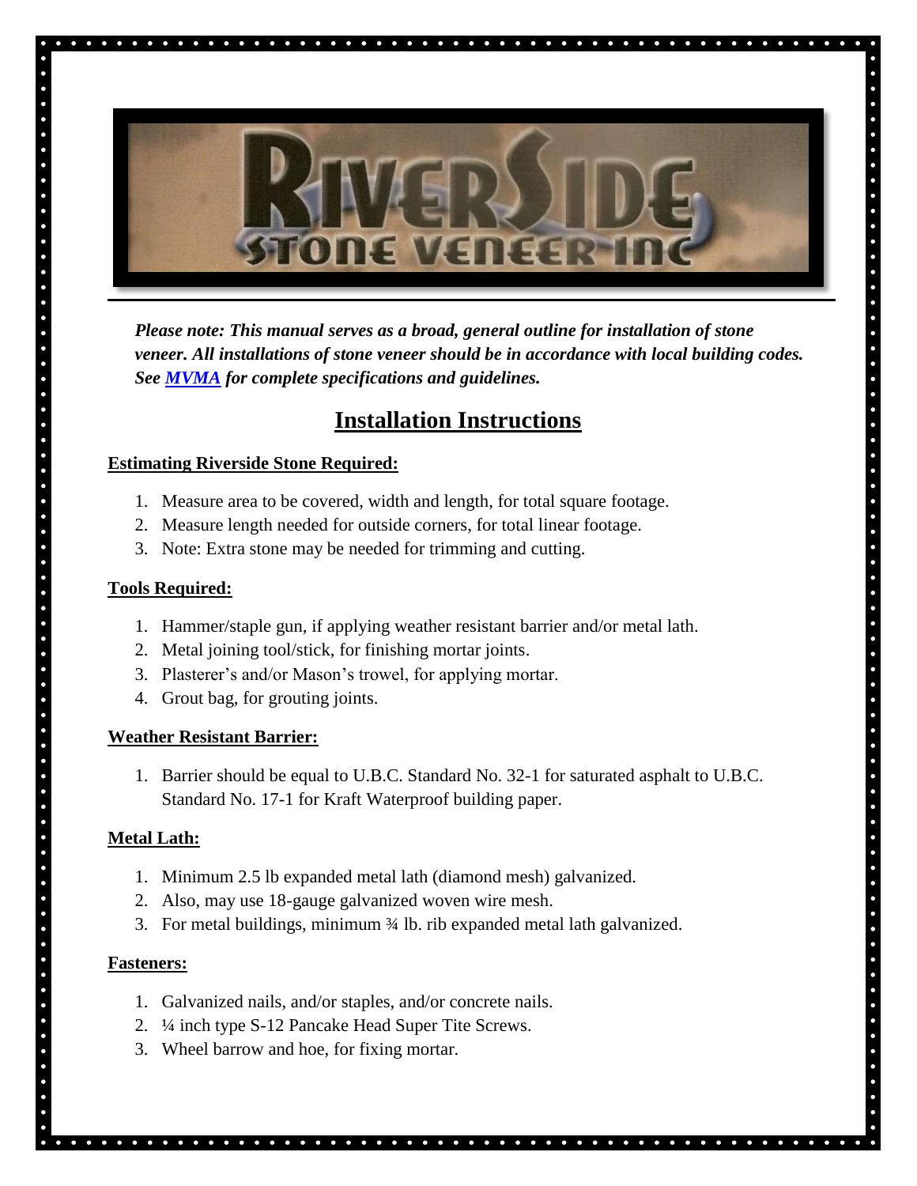# RIVERSIDE STONE VENEER INC

***Please note: This manual serves as a broad, general outline for installation of stone veneer. All installations of stone veneer should be in accordance with local building codes. See [MVMA](MVMA) for complete specifications and guidelines.***

## Installation Instructions

**Estimating Riverside Stone Required:**

1. Measure area to be covered, width and length, for total square footage.
2. Measure length needed for outside corners, for total linear footage.
3. Note: Extra stone may be needed for trimming and cutting.

**Tools Required:**

1. Hammer/staple gun, if applying weather resistant barrier and/or metal lath.
2. Metal joining tool/stick, for finishing mortar joints.
3. Plasterer's and/or Mason's trowel, for applying mortar.
4. Grout bag, for grouting joints.

**Weather Resistant Barrier:**

1. Barrier should be equal to U.B.C. Standard No. 32-1 for saturated asphalt to U.B.C. Standard No. 17-1 for Kraft Waterproof building paper.

**Metal Lath:**

1. Minimum 2.5 lb expanded metal lath (diamond mesh) galvanized.
2. Also, may use 18-gauge galvanized woven wire mesh.
3. For metal buildings, minimum ¾ lb. rib expanded metal lath galvanized.

**Fasteners:**

1. Galvanized nails, and/or staples, and/or concrete nails.
2. ¼ inch type S-12 Pancake Head Super Tite Screws.
3. Wheel barrow and hoe, for fixing mortar.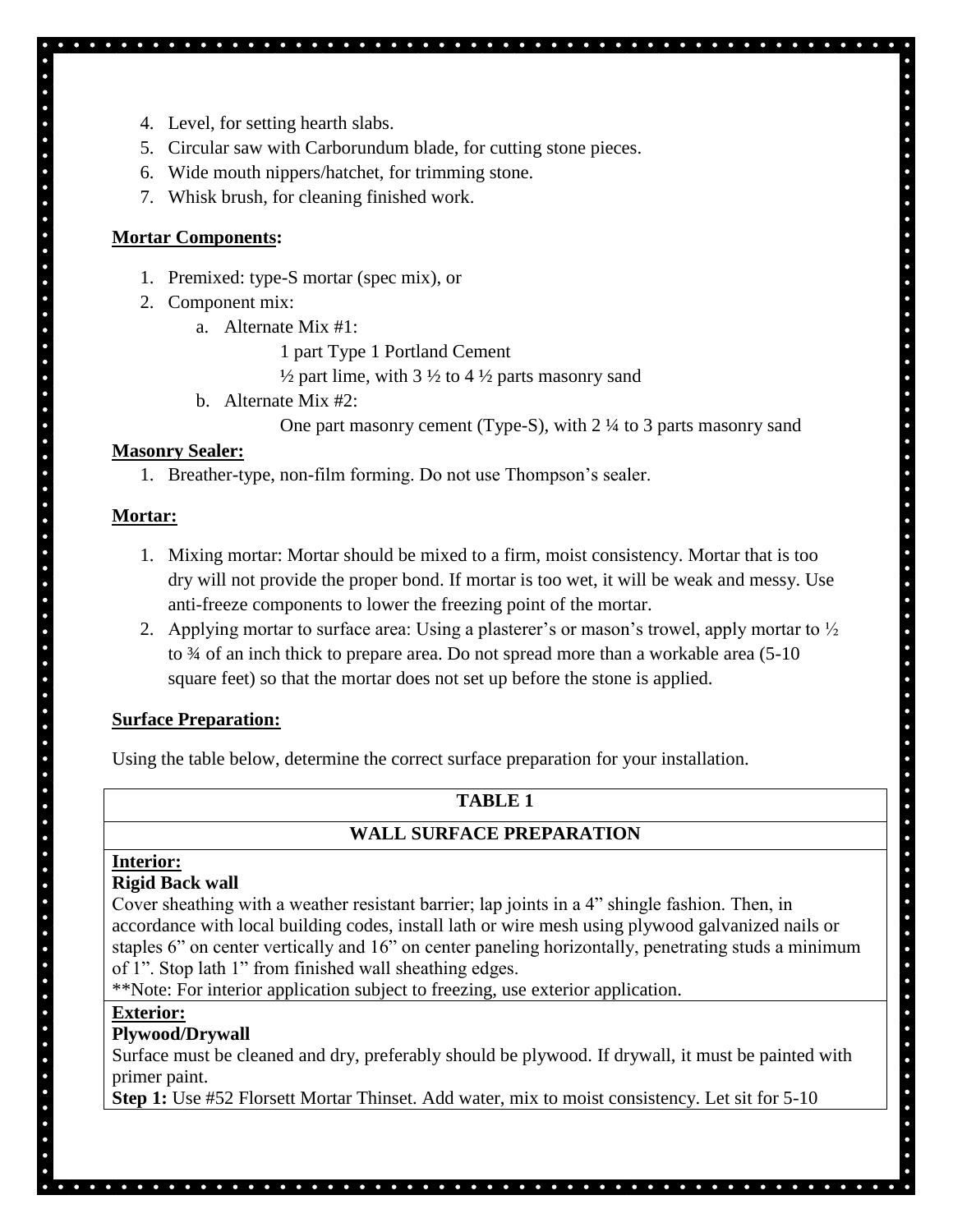4. Level, for setting hearth slabs.
5. Circular saw with Carborundum blade, for cutting stone pieces.
6. Wide mouth nippers/hatchet, for trimming stone.
7. Whisk brush, for cleaning finished work.

**Mortar Components:**

1. Premixed: type-S mortar (spec mix), or
2. Component mix:
   a. Alternate Mix #1:
      1 part Type 1 Portland Cement
      ½ part lime, with 3 ½ to 4 ½ parts masonry sand
   b. Alternate Mix #2:
      One part masonry cement (Type-S), with 2 ¼ to 3 parts masonry sand

**Masonry Sealer:**

1. Breather-type, non-film forming. Do not use Thompson's sealer.

**Mortar:**

1. Mixing mortar: Mortar should be mixed to a firm, moist consistency. Mortar that is too dry will not provide the proper bond. If mortar is too wet, it will be weak and messy. Use anti-freeze components to lower the freezing point of the mortar.
2. Applying mortar to surface area: Using a plasterer's or mason's trowel, apply mortar to ½ to ¾ of an inch thick to prepare area. Do not spread more than a workable area (5-10 square feet) so that the mortar does not set up before the stone is applied.

**Surface Preparation:**

Using the table below, determine the correct surface preparation for your installation.

| TABLE 1 |
|---|
| **WALL SURFACE PREPARATION** |
| **Interior:**<br>**Rigid Back wall**<br>Cover sheathing with a weather resistant barrier; lap joints in a 4" shingle fashion. Then, in accordance with local building codes, install lath or wire mesh using plywood galvanized nails or staples 6" on center vertically and 16" on center paneling horizontally, penetrating studs a minimum of 1". Stop lath 1" from finished wall sheathing edges.<br>**Note: For interior application subject to freezing, use exterior application. |
| **Exterior:**<br>**Plywood/Drywall**<br>Surface must be cleaned and dry, preferably should be plywood. If drywall, it must be painted with primer paint.<br>**Step 1:** Use #52 Florsett Mortar Thinset. Add water, mix to moist consistency. Let sit for 5-10 |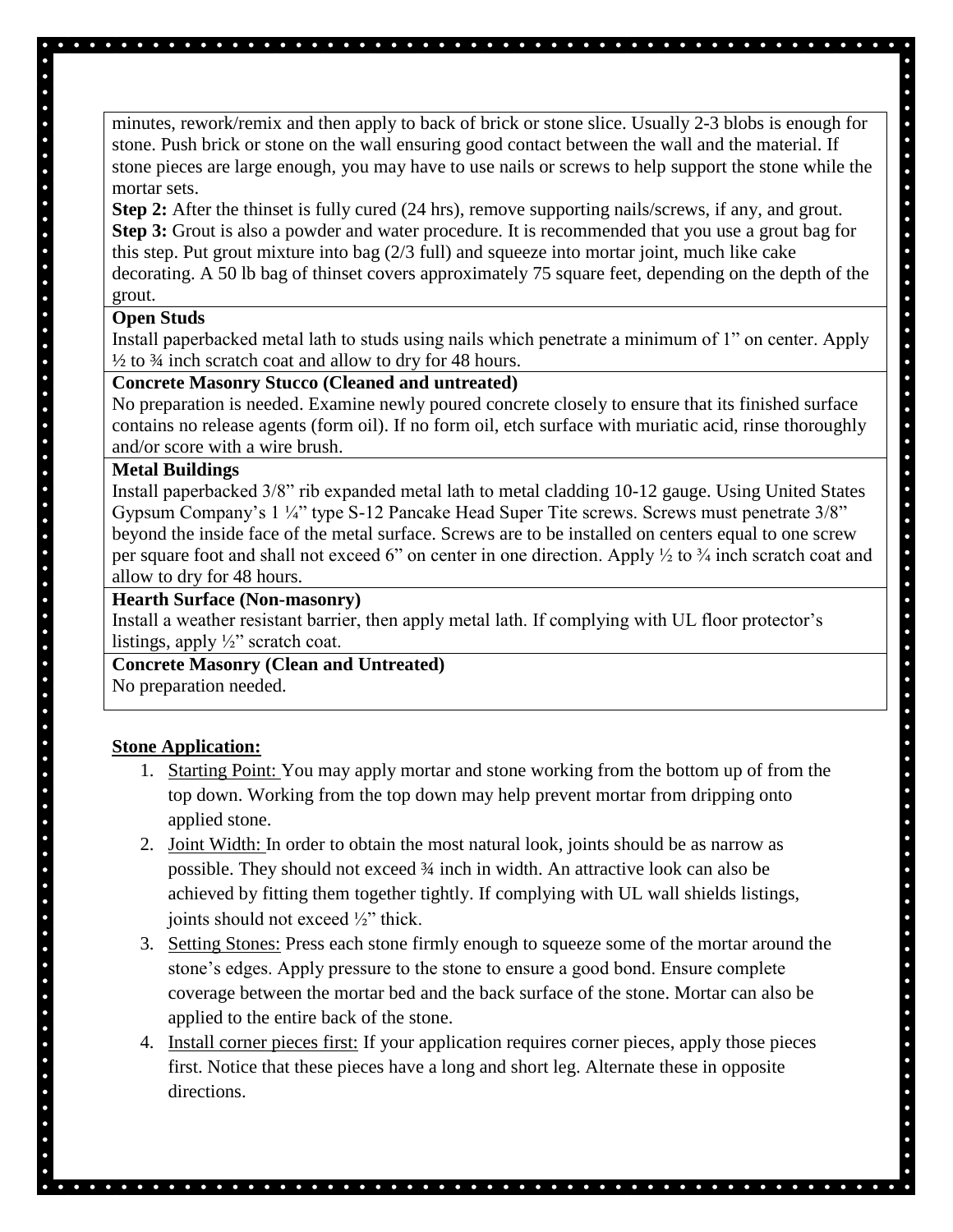minutes, rework/remix and then apply to back of brick or stone slice. Usually 2-3 blobs is enough for stone. Push brick or stone on the wall ensuring good contact between the wall and the material. If stone pieces are large enough, you may have to use nails or screws to help support the stone while the mortar sets.

**Step 2:** After the thinset is fully cured (24 hrs), remove supporting nails/screws, if any, and grout.

**Step 3:** Grout is also a powder and water procedure. It is recommended that you use a grout bag for this step. Put grout mixture into bag (2/3 full) and squeeze into mortar joint, much like cake decorating. A 50 lb bag of thinset covers approximately 75 square feet, depending on the depth of the grout.

**Open Studs**

Install paperbacked metal lath to studs using nails which penetrate a minimum of 1" on center. Apply ½ to ¾ inch scratch coat and allow to dry for 48 hours.

**Concrete Masonry Stucco (Cleaned and untreated)**

No preparation is needed. Examine newly poured concrete closely to ensure that its finished surface contains no release agents (form oil). If no form oil, etch surface with muriatic acid, rinse thoroughly and/or score with a wire brush.

**Metal Buildings**

Install paperbacked 3/8" rib expanded metal lath to metal cladding 10-12 gauge. Using United States Gypsum Company's 1 ¼" type S-12 Pancake Head Super Tite screws. Screws must penetrate 3/8" beyond the inside face of the metal surface. Screws are to be installed on centers equal to one screw per square foot and shall not exceed 6" on center in one direction. Apply ½ to ¾ inch scratch coat and allow to dry for 48 hours.

**Hearth Surface (Non-masonry)**

Install a weather resistant barrier, then apply metal lath. If complying with UL floor protector's listings, apply ½" scratch coat.

**Concrete Masonry (Clean and Untreated)**

No preparation needed.

**Stone Application:**

1. Starting Point: You may apply mortar and stone working from the bottom up of from the top down. Working from the top down may help prevent mortar from dripping onto applied stone.
2. Joint Width: In order to obtain the most natural look, joints should be as narrow as possible. They should not exceed ¾ inch in width. An attractive look can also be achieved by fitting them together tightly. If complying with UL wall shields listings, joints should not exceed ½" thick.
3. Setting Stones: Press each stone firmly enough to squeeze some of the mortar around the stone's edges. Apply pressure to the stone to ensure a good bond. Ensure complete coverage between the mortar bed and the back surface of the stone. Mortar can also be applied to the entire back of the stone.
4. Install corner pieces first: If your application requires corner pieces, apply those pieces first. Notice that these pieces have a long and short leg. Alternate these in opposite directions.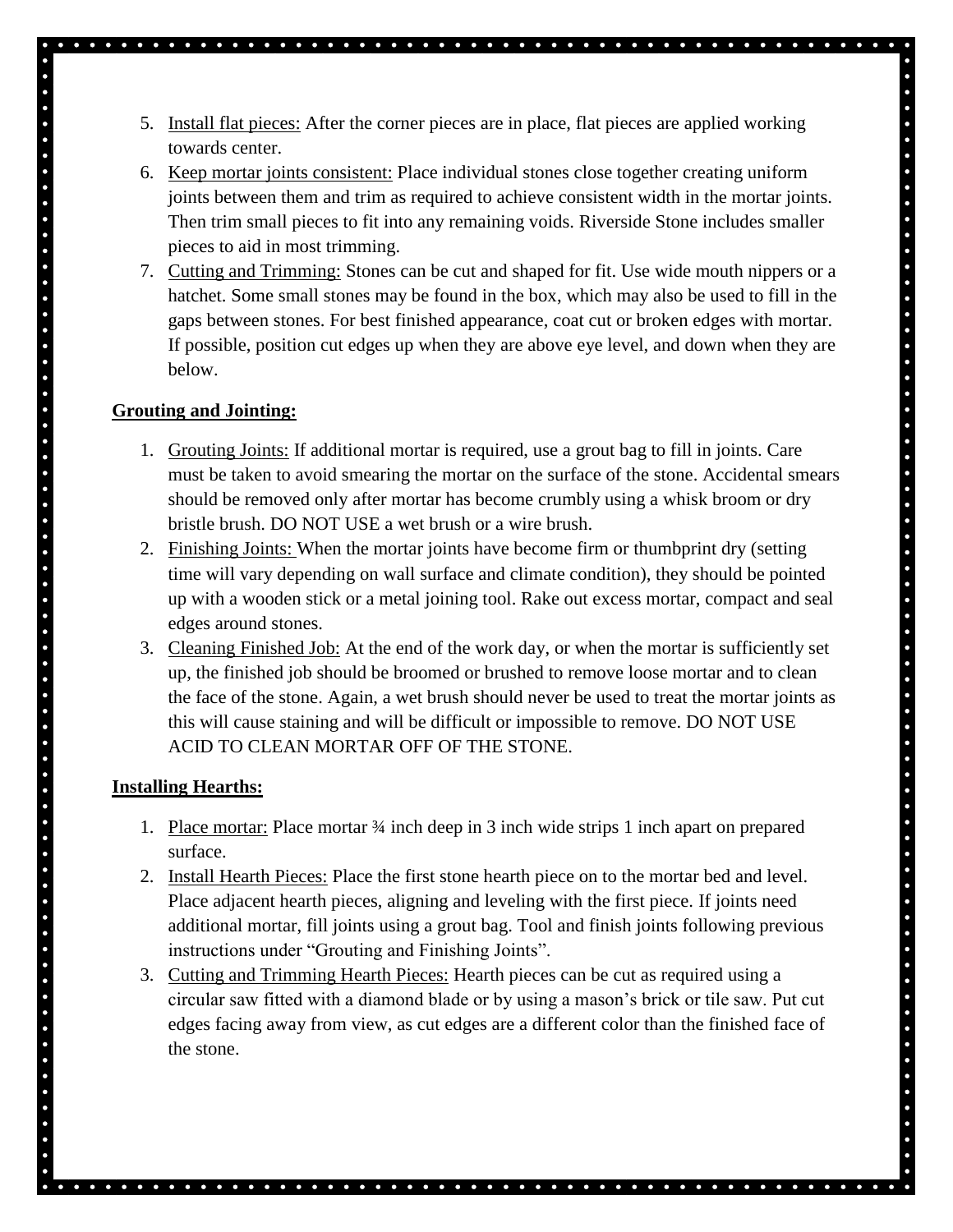5. Install flat pieces: After the corner pieces are in place, flat pieces are applied working towards center.
6. Keep mortar joints consistent: Place individual stones close together creating uniform joints between them and trim as required to achieve consistent width in the mortar joints. Then trim small pieces to fit into any remaining voids. Riverside Stone includes smaller pieces to aid in most trimming.
7. Cutting and Trimming: Stones can be cut and shaped for fit. Use wide mouth nippers or a hatchet. Some small stones may be found in the box, which may also be used to fill in the gaps between stones. For best finished appearance, coat cut or broken edges with mortar. If possible, position cut edges up when they are above eye level, and down when they are below.

**Grouting and Jointing:**

1. Grouting Joints: If additional mortar is required, use a grout bag to fill in joints. Care must be taken to avoid smearing the mortar on the surface of the stone. Accidental smears should be removed only after mortar has become crumbly using a whisk broom or dry bristle brush. DO NOT USE a wet brush or a wire brush.
2. Finishing Joints: When the mortar joints have become firm or thumbprint dry (setting time will vary depending on wall surface and climate condition), they should be pointed up with a wooden stick or a metal joining tool. Rake out excess mortar, compact and seal edges around stones.
3. Cleaning Finished Job: At the end of the work day, or when the mortar is sufficiently set up, the finished job should be broomed or brushed to remove loose mortar and to clean the face of the stone. Again, a wet brush should never be used to treat the mortar joints as this will cause staining and will be difficult or impossible to remove. DO NOT USE ACID TO CLEAN MORTAR OFF OF THE STONE.

**Installing Hearths:**

1. Place mortar: Place mortar ¾ inch deep in 3 inch wide strips 1 inch apart on prepared surface.
2. Install Hearth Pieces: Place the first stone hearth piece on to the mortar bed and level. Place adjacent hearth pieces, aligning and leveling with the first piece. If joints need additional mortar, fill joints using a grout bag. Tool and finish joints following previous instructions under "Grouting and Finishing Joints".
3. Cutting and Trimming Hearth Pieces: Hearth pieces can be cut as required using a circular saw fitted with a diamond blade or by using a mason's brick or tile saw. Put cut edges facing away from view, as cut edges are a different color than the finished face of the stone.